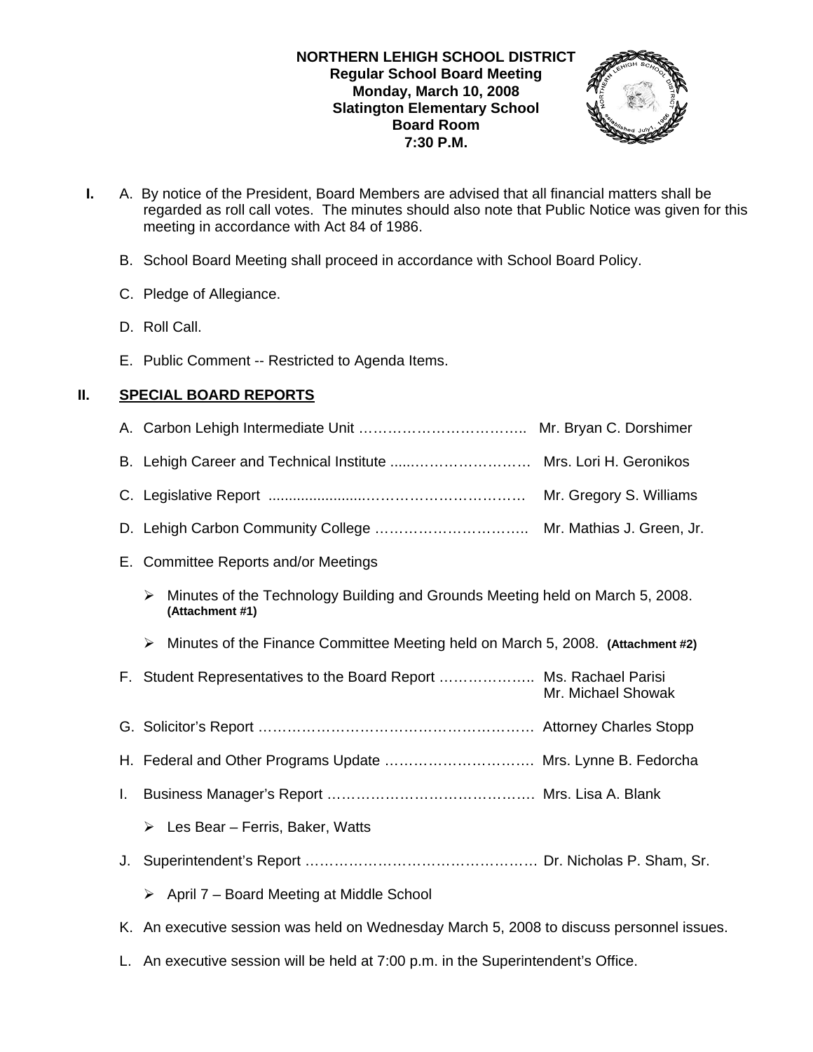**NORTHERN LEHIGH SCHOOL DISTRICT**
**Regular School Board Meeting**
**Monday, March 10, 2008**
**Slatington Elementary School**
**Board Room**
**7:30 P.M.**

**I.** A. By notice of the President, Board Members are advised that all financial matters shall be regarded as roll call votes. The minutes should also note that Public Notice was given for this meeting in accordance with Act 84 of 1986.

B. School Board Meeting shall proceed in accordance with School Board Policy.

C. Pledge of Allegiance.

D. Roll Call.

E. Public Comment -- Restricted to Agenda Items.

## II. SPECIAL BOARD REPORTS

A. Carbon Lehigh Intermediate Unit …………………………….. Mr. Bryan C. Dorshimer

B. Lehigh Career and Technical Institute .....…………………… Mrs. Lori H. Geronikos

C. Legislative Report ......................………………………… Mr. Gregory S. Williams

D. Lehigh Carbon Community College ………………………….. Mr. Mathias J. Green, Jr.

E. Committee Reports and/or Meetings

- Minutes of the Technology Building and Grounds Meeting held on March 5, 2008. **(Attachment #1)**
- Minutes of the Finance Committee Meeting held on March 5, 2008. **(Attachment #2)**

F. Student Representatives to the Board Report ……………….. Ms. Rachael Parisi
Mr. Michael Showak

G. Solicitor's Report ……………………………………………… Attorney Charles Stopp

H. Federal and Other Programs Update …………………………. Mrs. Lynne B. Fedorcha

I. Business Manager's Report …………………………………… Mrs. Lisa A. Blank

- Les Bear – Ferris, Baker, Watts

J. Superintendent's Report ………………………………………… Dr. Nicholas P. Sham, Sr.

- April 7 – Board Meeting at Middle School

K. An executive session was held on Wednesday March 5, 2008 to discuss personnel issues.

L. An executive session will be held at 7:00 p.m. in the Superintendent's Office.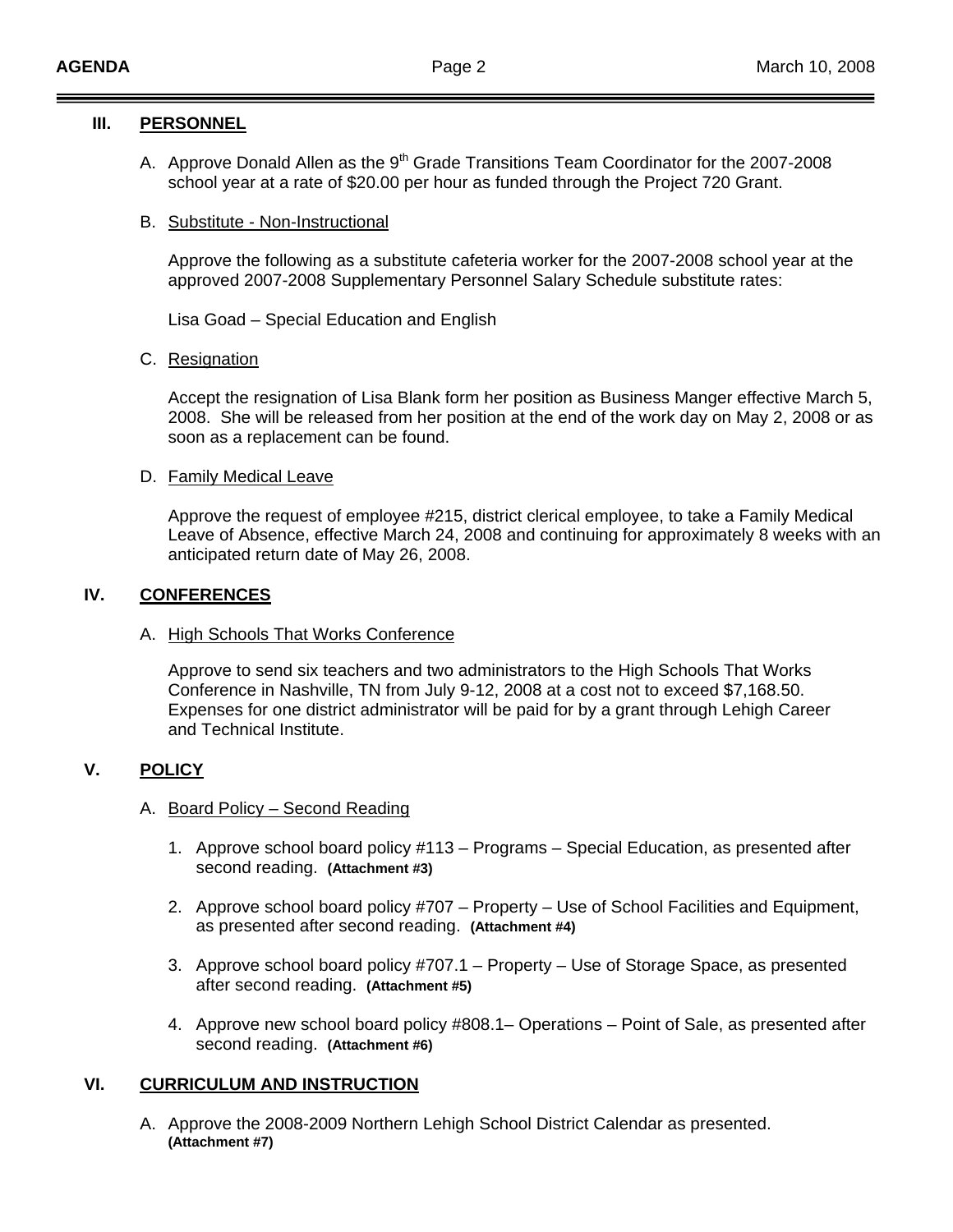## III. PERSONNEL

A. Approve Donald Allen as the 9th Grade Transitions Team Coordinator for the 2007-2008 school year at a rate of $20.00 per hour as funded through the Project 720 Grant.

B. Substitute - Non-Instructional

Approve the following as a substitute cafeteria worker for the 2007-2008 school year at the approved 2007-2008 Supplementary Personnel Salary Schedule substitute rates:

Lisa Goad – Special Education and English

C. Resignation

Accept the resignation of Lisa Blank form her position as Business Manger effective March 5, 2008. She will be released from her position at the end of the work day on May 2, 2008 or as soon as a replacement can be found.

D. Family Medical Leave

Approve the request of employee #215, district clerical employee, to take a Family Medical Leave of Absence, effective March 24, 2008 and continuing for approximately 8 weeks with an anticipated return date of May 26, 2008.

## IV. CONFERENCES

A. High Schools That Works Conference

Approve to send six teachers and two administrators to the High Schools That Works Conference in Nashville, TN from July 9-12, 2008 at a cost not to exceed $7,168.50. Expenses for one district administrator will be paid for by a grant through Lehigh Career and Technical Institute.

## V. POLICY

A. Board Policy – Second Reading

1. Approve school board policy #113 – Programs – Special Education, as presented after second reading. **(Attachment #3)**

2. Approve school board policy #707 – Property – Use of School Facilities and Equipment, as presented after second reading. **(Attachment #4)**

3. Approve school board policy #707.1 – Property – Use of Storage Space, as presented after second reading. **(Attachment #5)**

4. Approve new school board policy #808.1– Operations – Point of Sale, as presented after second reading. **(Attachment #6)**

## VI. CURRICULUM AND INSTRUCTION

A. Approve the 2008-2009 Northern Lehigh School District Calendar as presented. **(Attachment #7)**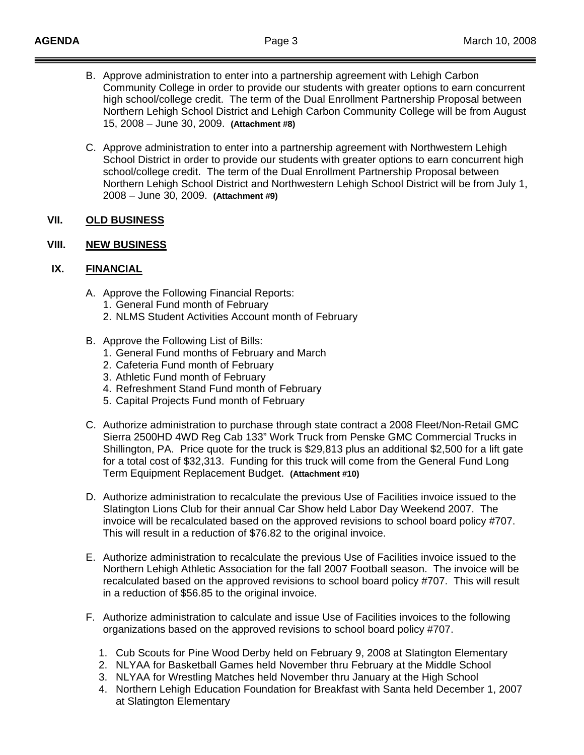B. Approve administration to enter into a partnership agreement with Lehigh Carbon Community College in order to provide our students with greater options to earn concurrent high school/college credit. The term of the Dual Enrollment Partnership Proposal between Northern Lehigh School District and Lehigh Carbon Community College will be from August 15, 2008 – June 30, 2009. **(Attachment #8)**

C. Approve administration to enter into a partnership agreement with Northwestern Lehigh School District in order to provide our students with greater options to earn concurrent high school/college credit. The term of the Dual Enrollment Partnership Proposal between Northern Lehigh School District and Northwestern Lehigh School District will be from July 1, 2008 – June 30, 2009. **(Attachment #9)**

## VII. OLD BUSINESS

## VIII. NEW BUSINESS

## IX. FINANCIAL

A. Approve the Following Financial Reports:
   1. General Fund month of February
   2. NLMS Student Activities Account month of February

B. Approve the Following List of Bills:
   1. General Fund months of February and March
   2. Cafeteria Fund month of February
   3. Athletic Fund month of February
   4. Refreshment Stand Fund month of February
   5. Capital Projects Fund month of February

C. Authorize administration to purchase through state contract a 2008 Fleet/Non-Retail GMC Sierra 2500HD 4WD Reg Cab 133" Work Truck from Penske GMC Commercial Trucks in Shillington, PA. Price quote for the truck is $29,813 plus an additional $2,500 for a lift gate for a total cost of $32,313. Funding for this truck will come from the General Fund Long Term Equipment Replacement Budget. **(Attachment #10)**

D. Authorize administration to recalculate the previous Use of Facilities invoice issued to the Slatington Lions Club for their annual Car Show held Labor Day Weekend 2007. The invoice will be recalculated based on the approved revisions to school board policy #707. This will result in a reduction of $76.82 to the original invoice.

E. Authorize administration to recalculate the previous Use of Facilities invoice issued to the Northern Lehigh Athletic Association for the fall 2007 Football season. The invoice will be recalculated based on the approved revisions to school board policy #707. This will result in a reduction of $56.85 to the original invoice.

F. Authorize administration to calculate and issue Use of Facilities invoices to the following organizations based on the approved revisions to school board policy #707.

   1. Cub Scouts for Pine Wood Derby held on February 9, 2008 at Slatington Elementary
   2. NLYAA for Basketball Games held November thru February at the Middle School
   3. NLYAA for Wrestling Matches held November thru January at the High School
   4. Northern Lehigh Education Foundation for Breakfast with Santa held December 1, 2007 at Slatington Elementary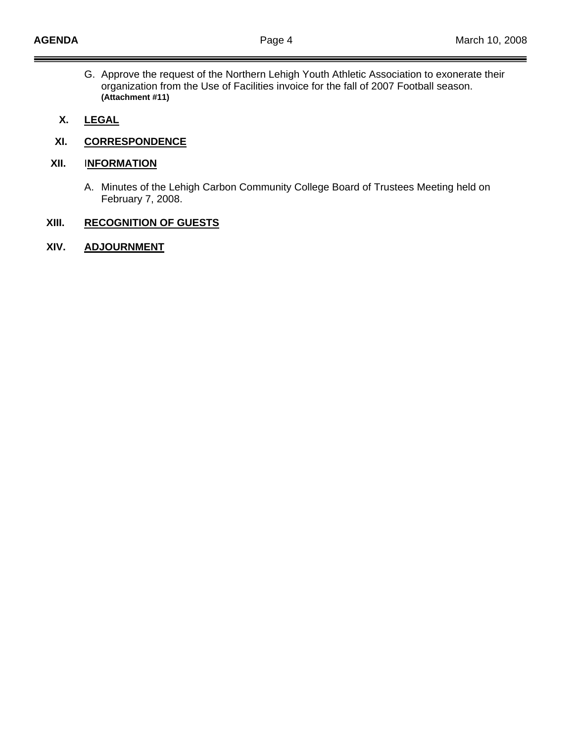G. Approve the request of the Northern Lehigh Youth Athletic Association to exonerate their organization from the Use of Facilities invoice for the fall of 2007 Football season. **(Attachment #11)**

**X. LEGAL**

**XI. CORRESPONDENCE**

**XII. INFORMATION**

A. Minutes of the Lehigh Carbon Community College Board of Trustees Meeting held on February 7, 2008.

**XIII. RECOGNITION OF GUESTS**

**XIV. ADJOURNMENT**